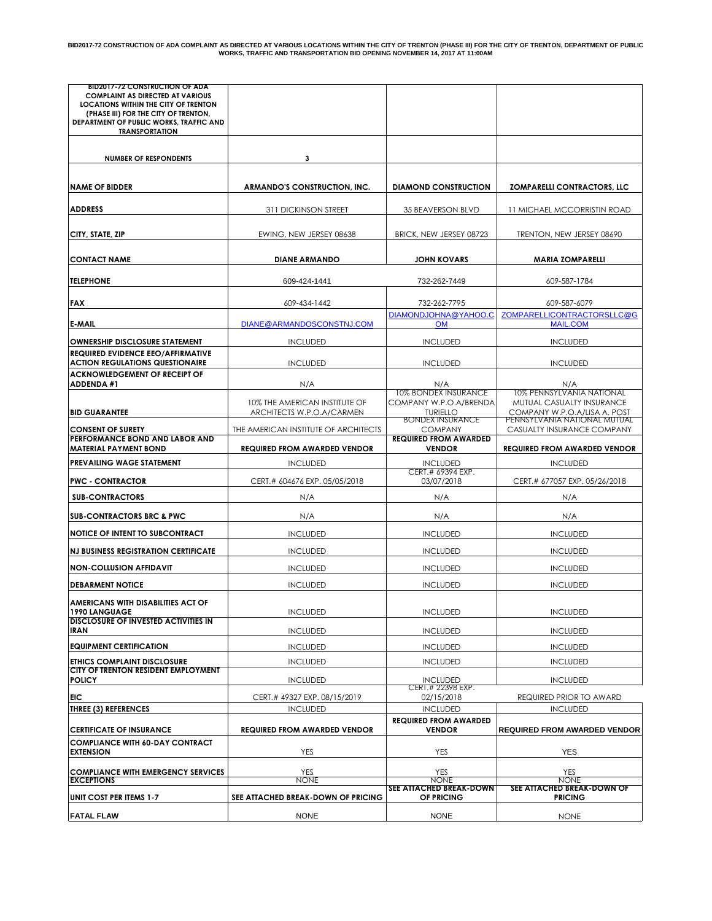**BID2017-72 CONSTRUCTION OF ADA COMPLAINT AS DIRECTED AT VARIOUS LOCATIONS WITHIN THE CITY OF TRENTON (PHASE III) FOR THE CITY OF TRENTON, DEPARTMENT OF PUBLIC WORKS, TRAFFIC AND TRANSPORTATION BID OPENING NOVEMBER 14, 2017 AT 11:00AM**

| **BID2017-72 CONSTRUCTION OF ADA COMPLAINT AS DIRECTED AT VARIOUS LOCATIONS WITHIN THE CITY OF TRENTON (PHASE III) FOR THE CITY OF TRENTON, DEPARTMENT OF PUBLIC WORKS, TRAFFIC AND TRANSPORTATION** | | | |
|---|---|---|---|
| **NUMBER OF RESPONDENTS** | **3** | | |
| **NAME OF BIDDER** | **ARMANDO'S CONSTRUCTION, INC.** | **DIAMOND CONSTRUCTION** | **ZOMPARELLI CONTRACTORS, LLC** |
| **ADDRESS** | 311 DICKINSON STREET | 35 BEAVERSON BLVD | 11 MICHAEL MCCORRISTIN ROAD |
| **CITY, STATE, ZIP** | EWING, NEW JERSEY 08638 | BRICK, NEW JERSEY 08723 | TRENTON, NEW JERSEY 08690 |
| **CONTACT NAME** | **DIANE ARMANDO** | **JOHN KOVARS** | **MARIA ZOMPARELLI** |
| **TELEPHONE** | 609-424-1441 | 732-262-7449 | 609-587-1784 |
| **FAX** | 609-434-1442 | 732-262-7795 | 609-587-6079 |
| **E-MAIL** | DIANE@ARMANDOSCONSTNJ.COM | DIAMONDJOHNA@YAHOO.COM | ZOMPARELLICONTRACTORSLLC@GMAIL.COM |
| **OWNERSHIP DISCLOSURE STATEMENT** | INCLUDED | INCLUDED | INCLUDED |
| **REQUIRED EVIDENCE EEO/AFFIRMATIVE ACTION REGULATIONS QUESTIONAIRE** | INCLUDED | INCLUDED | INCLUDED |
| **ACKNOWLEDGEMENT OF RECEIPT OF ADDENDA #1** | N/A | N/A | N/A |
| **BID GUARANTEE** | 10% THE AMERICAN INSTITUTE OF ARCHITECTS W.P.O.A/CARMEN | 10% BONDEX INSURANCE COMPANY W.P.O.A/BRENDA TURIELLO | 10% PENNSYLVANIA NATIONAL MUTUAL CASUALTY INSURANCE COMPANY W.P.O.A/LISA A. POST |
| **CONSENT OF SURETY** | THE AMERICAN INSTITUTE OF ARCHITECTS | BONDEX INSURANCE COMPANY | PENNSYLVANIA NATIONAL MUTUAL CASUALTY INSURANCE COMPANY |
| **PERFORMANCE BOND AND LABOR AND MATERIAL PAYMENT BOND** | **REQUIRED FROM AWARDED VENDOR** | **REQUIRED FROM AWARDED VENDOR** | **REQUIRED FROM AWARDED VENDOR** |
| **PREVAILING WAGE STATEMENT** | INCLUDED | INCLUDED | INCLUDED |
| **PWC - CONTRACTOR** | CERT.# 604676 EXP. 05/05/2018 | CERT.# 69394 EXP. 03/07/2018 | CERT.# 677057 EXP. 05/26/2018 |
| **SUB-CONTRACTORS** | N/A | N/A | N/A |
| **SUB-CONTRACTORS BRC & PWC** | N/A | N/A | N/A |
| **NOTICE OF INTENT TO SUBCONTRACT** | INCLUDED | INCLUDED | INCLUDED |
| **NJ BUSINESS REGISTRATION CERTIFICATE** | INCLUDED | INCLUDED | INCLUDED |
| **NON-COLLUSION AFFIDAVIT** | INCLUDED | INCLUDED | INCLUDED |
| **DEBARMENT NOTICE** | INCLUDED | INCLUDED | INCLUDED |
| **AMERICANS WITH DISABILITIES ACT OF 1990 LANGUAGE** | INCLUDED | INCLUDED | INCLUDED |
| **DISCLOSURE OF INVESTED ACTIVITIES IN IRAN** | INCLUDED | INCLUDED | INCLUDED |
| **EQUIPMENT CERTIFICATION** | INCLUDED | INCLUDED | INCLUDED |
| **ETHICS COMPLAINT DISCLOSURE** | INCLUDED | INCLUDED | INCLUDED |
| **CITY OF TRENTON RESIDENT EMPLOYMENT POLICY** | INCLUDED | INCLUDED | INCLUDED |
| **EIC** | CERT.# 49327 EXP. 08/15/2019 | CERT.# 22398 EXP. 02/15/2018 | REQUIRED PRIOR TO AWARD |
| **THREE (3) REFERENCES** | INCLUDED | INCLUDED | INCLUDED |
| **CERTIFICATE OF INSURANCE** | **REQUIRED FROM AWARDED VENDOR** | **REQUIRED FROM AWARDED VENDOR** | **REQUIRED FROM AWARDED VENDOR** |
| **COMPLIANCE WITH 60-DAY CONTRACT EXTENSION** | YES | YES | YES |
| **COMPLIANCE WITH EMERGENCY SERVICES** | YES | YES | YES |
| **EXCEPTIONS** | NONE | NONE | NONE |
| **UNIT COST PER ITEMS 1-7** | **SEE ATTACHED BREAK-DOWN OF PRICING** | **SEE ATTACHED BREAK-DOWN OF PRICING** | **SEE ATTACHED BREAK-DOWN OF PRICING** |
| **FATAL FLAW** | NONE | NONE | NONE |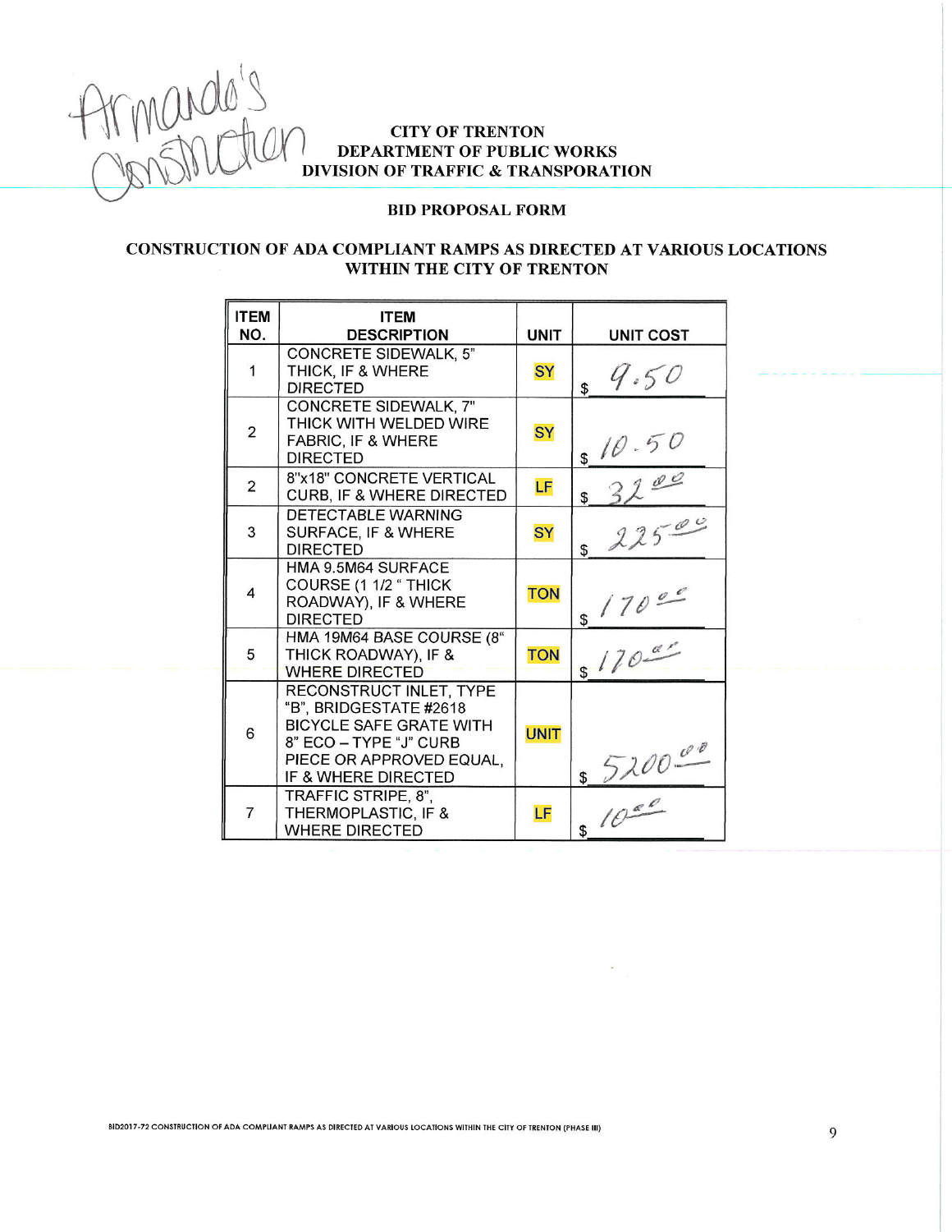Armando's Construction

**CITY OF TRENTON**
**DEPARTMENT OF PUBLIC WORKS**
**DIVISION OF TRAFFIC & TRANSPORATION**

## BID PROPOSAL FORM

## CONSTRUCTION OF ADA COMPLIANT RAMPS AS DIRECTED AT VARIOUS LOCATIONS WITHIN THE CITY OF TRENTON

| ITEM NO. | ITEM DESCRIPTION | UNIT | UNIT COST |
|---|---|---|---|
| 1 | CONCRETE SIDEWALK, 5" THICK, IF & WHERE DIRECTED | SY | $ 9.50 |
| 2 | CONCRETE SIDEWALK, 7" THICK WITH WELDED WIRE FABRIC, IF & WHERE DIRECTED | SY | $ 10.50 |
| 2 | 8"x18" CONCRETE VERTICAL CURB, IF & WHERE DIRECTED | LF | $ 32.00 |
| 3 | DETECTABLE WARNING SURFACE, IF & WHERE DIRECTED | SY | $ 225.00 |
| 4 | HMA 9.5M64 SURFACE COURSE (1 1/2 " THICK ROADWAY), IF & WHERE DIRECTED | TON | $ 170.00 |
| 5 | HMA 19M64 BASE COURSE (8" THICK ROADWAY), IF & WHERE DIRECTED | TON | $ 170.00 |
| 6 | RECONSTRUCT INLET, TYPE "B", BRIDGESTATE #2618 BICYCLE SAFE GRATE WITH 8" ECO – TYPE "J" CURB PIECE OR APPROVED EQUAL, IF & WHERE DIRECTED | UNIT | $ 5200.00 |
| 7 | TRAFFIC STRIPE, 8", THERMOPLASTIC, IF & WHERE DIRECTED | LF | $ 10.00 |

BID2017-72 CONSTRUCTION OF ADA COMPLIANT RAMPS AS DIRECTED AT VARIOUS LOCATIONS WITHIN THE CITY OF TRENTON (PHASE III)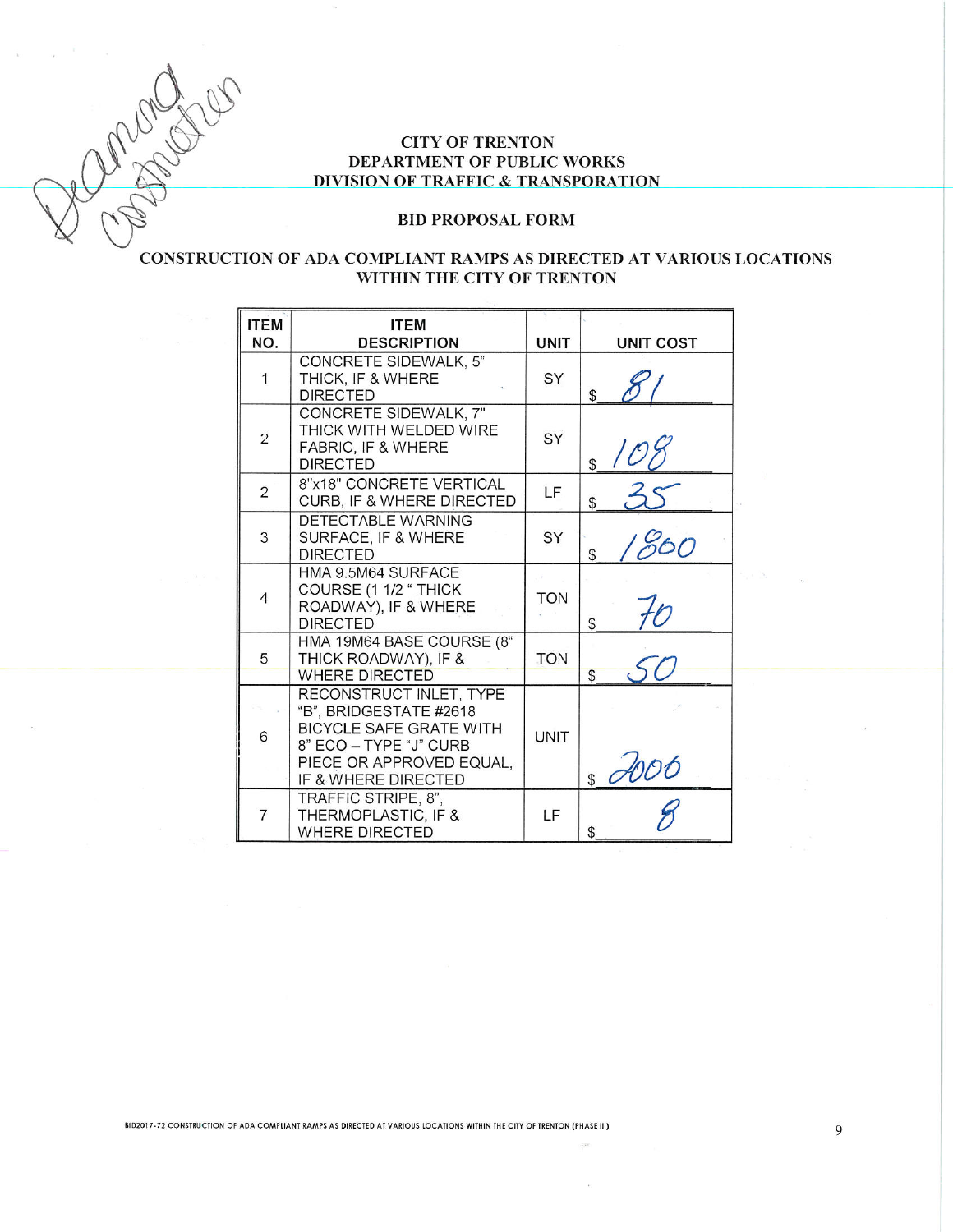Diamond Construction

# CITY OF TRENTON
# DEPARTMENT OF PUBLIC WORKS
# DIVISION OF TRAFFIC & TRANSPORATION

## BID PROPOSAL FORM

## CONSTRUCTION OF ADA COMPLIANT RAMPS AS DIRECTED AT VARIOUS LOCATIONS WITHIN THE CITY OF TRENTON

| ITEM NO. | ITEM DESCRIPTION | UNIT | UNIT COST |
|---|---|---|---|
| 1 | CONCRETE SIDEWALK, 5" THICK, IF & WHERE DIRECTED | SY | $ 81 |
| 2 | CONCRETE SIDEWALK, 7" THICK WITH WELDED WIRE FABRIC, IF & WHERE DIRECTED | SY | $ 108 |
| 2 | 8"x18" CONCRETE VERTICAL CURB, IF & WHERE DIRECTED | LF | $ 35 |
| 3 | DETECTABLE WARNING SURFACE, IF & WHERE DIRECTED | SY | $ 1800 |
| 4 | HMA 9.5M64 SURFACE COURSE (1 1/2 " THICK ROADWAY), IF & WHERE DIRECTED | TON | $ 70 |
| 5 | HMA 19M64 BASE COURSE (8" THICK ROADWAY), IF & WHERE DIRECTED | TON | $ 50 |
| 6 | RECONSTRUCT INLET, TYPE "B", BRIDGESTATE #2618 BICYCLE SAFE GRATE WITH 8" ECO – TYPE "J" CURB PIECE OR APPROVED EQUAL, IF & WHERE DIRECTED | UNIT | $ 2006 |
| 7 | TRAFFIC STRIPE, 8", THERMOPLASTIC, IF & WHERE DIRECTED | LF | $ 8 |

BID2017-72 CONSTRUCTION OF ADA COMPLIANT RAMPS AS DIRECTED AT VARIOUS LOCATIONS WITHIN THE CITY OF TRENTON (PHASE III)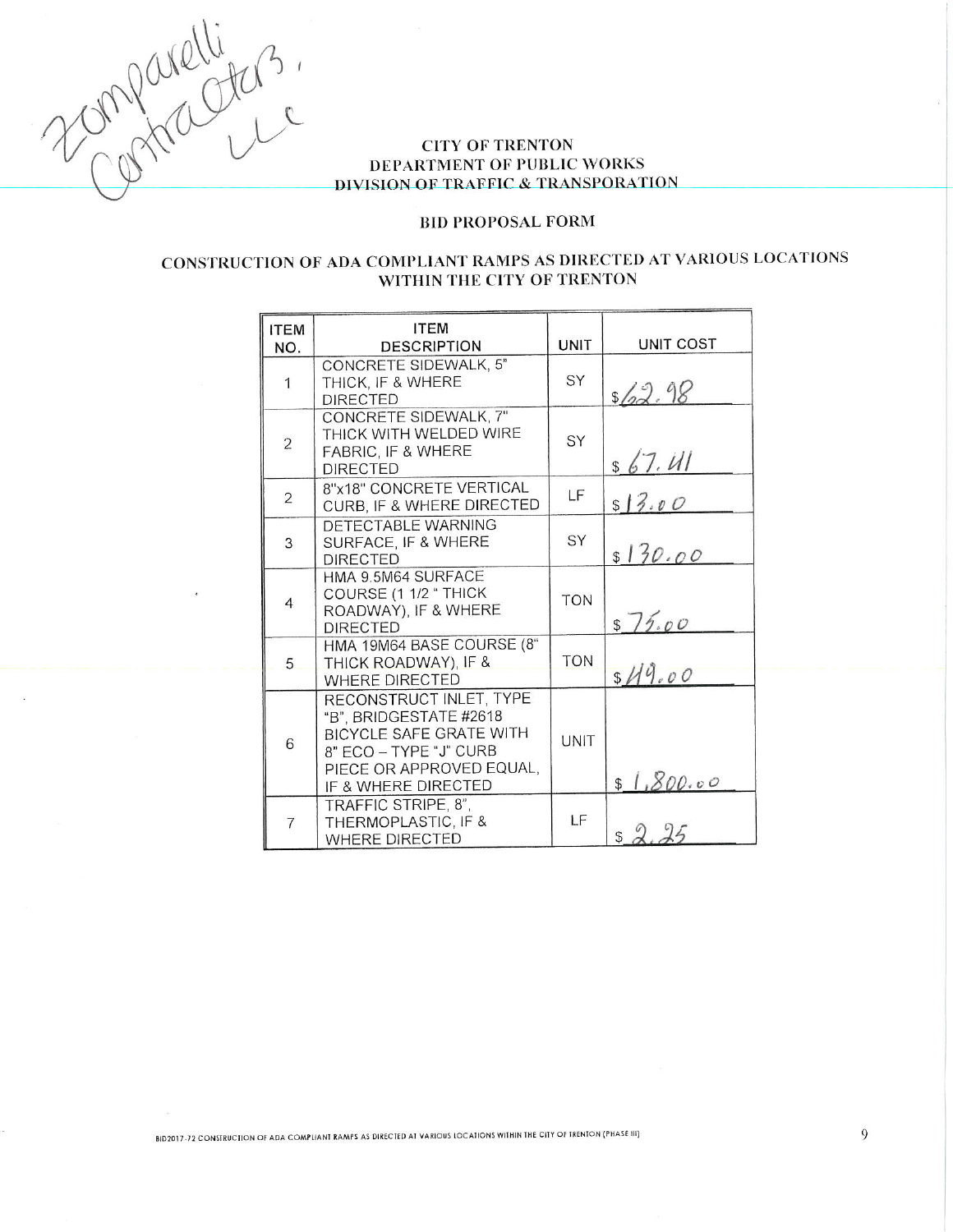Zamparelli Contractors, LLC

CITY OF TRENTON
DEPARTMENT OF PUBLIC WORKS
DIVISION OF TRAFFIC & TRANSPORATION

BID PROPOSAL FORM

CONSTRUCTION OF ADA COMPLIANT RAMPS AS DIRECTED AT VARIOUS LOCATIONS WITHIN THE CITY OF TRENTON

| ITEM NO. | ITEM DESCRIPTION | UNIT | UNIT COST |
|---|---|---|---|
| 1 | CONCRETE SIDEWALK, 5" THICK, IF & WHERE DIRECTED | SY | $62.98 |
| 2 | CONCRETE SIDEWALK, 7" THICK WITH WELDED WIRE FABRIC, IF & WHERE DIRECTED | SY | $67.41 |
| 2 | 8"x18" CONCRETE VERTICAL CURB, IF & WHERE DIRECTED | LF | $13.00 |
| 3 | DETECTABLE WARNING SURFACE, IF & WHERE DIRECTED | SY | $130.00 |
| 4 | HMA 9.5M64 SURFACE COURSE (1 1/2 " THICK ROADWAY), IF & WHERE DIRECTED | TON | $75.00 |
| 5 | HMA 19M64 BASE COURSE (8" THICK ROADWAY), IF & WHERE DIRECTED | TON | $49.00 |
| 6 | RECONSTRUCT INLET, TYPE "B", BRIDGESTATE #2618 BICYCLE SAFE GRATE WITH 8" ECO – TYPE "J" CURB PIECE OR APPROVED EQUAL, IF & WHERE DIRECTED | UNIT | $1,800.00 |
| 7 | TRAFFIC STRIPE, 8", THERMOPLASTIC, IF & WHERE DIRECTED | LF | $2.25 |

BID2017-72 CONSTRUCTION OF ADA COMPLIANT RAMPS AS DIRECTED AT VARIOUS LOCATIONS WITHIN THE CITY OF TRENTON (PHASE III)